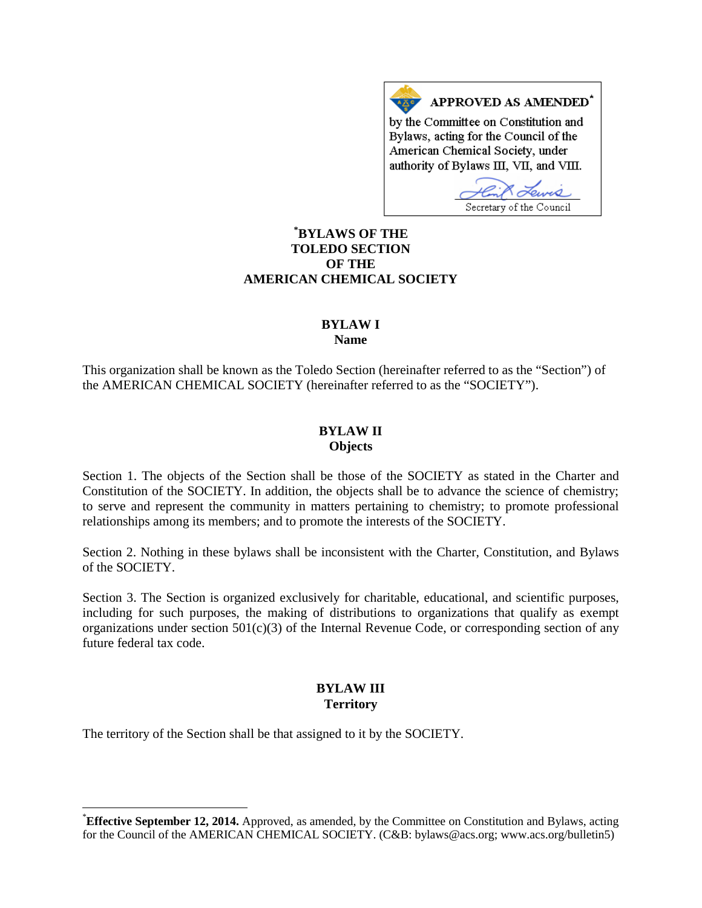**APPROVED AS AMENDED***
by the Committee on Constitution and Bylaws, acting for the Council of the American Chemical Society, under authority of Bylaws III, VII, and VIII.

Secretary of the Council

# *BYLAWS OF THE TOLEDO SECTION OF THE AMERICAN CHEMICAL SOCIETY

## BYLAW I
## Name

This organization shall be known as the Toledo Section (hereinafter referred to as the "Section") of the AMERICAN CHEMICAL SOCIETY (hereinafter referred to as the "SOCIETY").

## BYLAW II
## Objects

Section 1. The objects of the Section shall be those of the SOCIETY as stated in the Charter and Constitution of the SOCIETY. In addition, the objects shall be to advance the science of chemistry; to serve and represent the community in matters pertaining to chemistry; to promote professional relationships among its members; and to promote the interests of the SOCIETY.

Section 2. Nothing in these bylaws shall be inconsistent with the Charter, Constitution, and Bylaws of the SOCIETY.

Section 3. The Section is organized exclusively for charitable, educational, and scientific purposes, including for such purposes, the making of distributions to organizations that qualify as exempt organizations under section 501(c)(3) of the Internal Revenue Code, or corresponding section of any future federal tax code.

## BYLAW III
## Territory

The territory of the Section shall be that assigned to it by the SOCIETY.

---

*Effective September 12, 2014.** Approved, as amended, by the Committee on Constitution and Bylaws, acting for the Council of the AMERICAN CHEMICAL SOCIETY. (C&B: bylaws@acs.org; www.acs.org/bulletin5)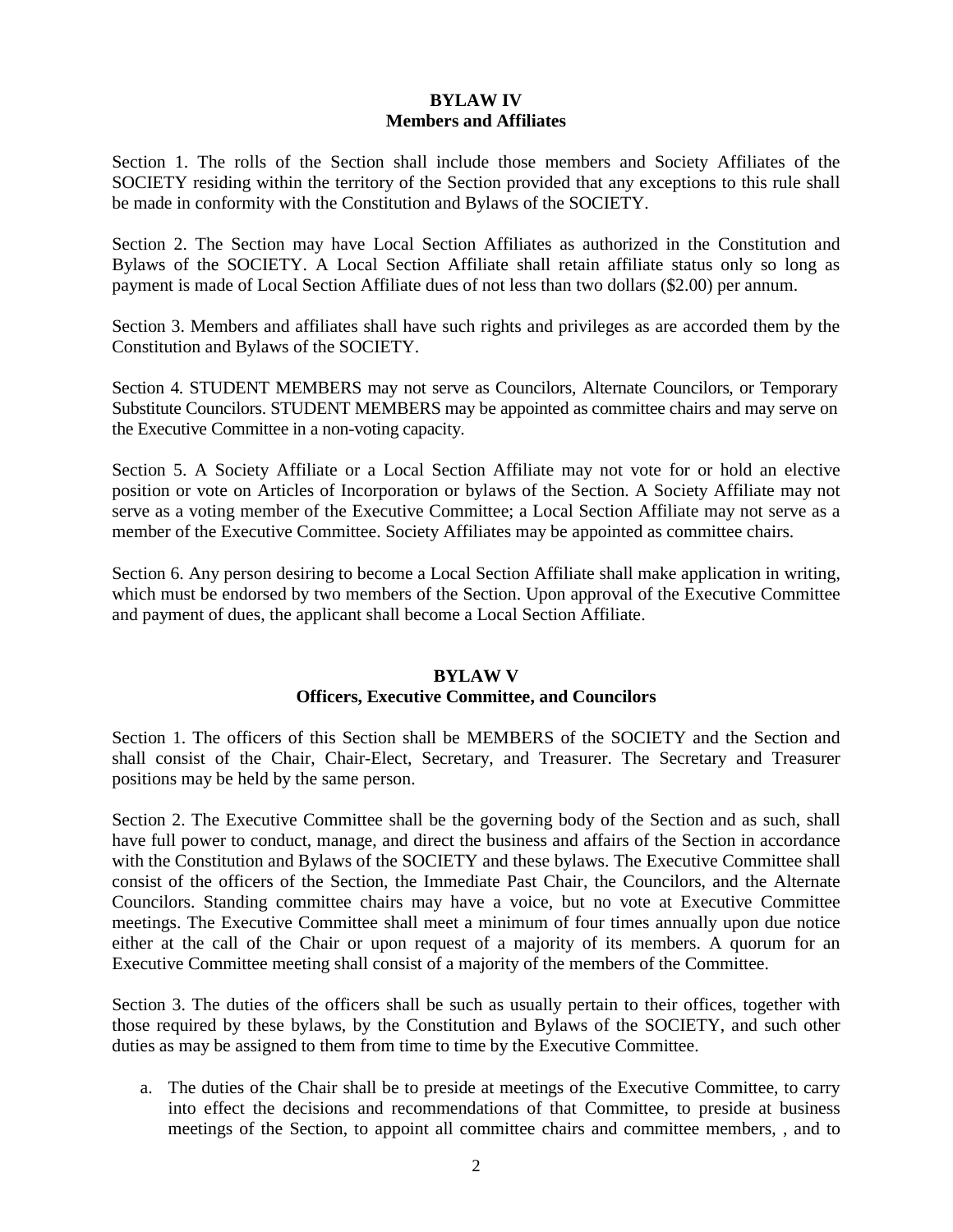**BYLAW IV**
**Members and Affiliates**

Section 1. The rolls of the Section shall include those members and Society Affiliates of the SOCIETY residing within the territory of the Section provided that any exceptions to this rule shall be made in conformity with the Constitution and Bylaws of the SOCIETY.

Section 2. The Section may have Local Section Affiliates as authorized in the Constitution and Bylaws of the SOCIETY. A Local Section Affiliate shall retain affiliate status only so long as payment is made of Local Section Affiliate dues of not less than two dollars ($2.00) per annum.

Section 3. Members and affiliates shall have such rights and privileges as are accorded them by the Constitution and Bylaws of the SOCIETY.

Section 4. STUDENT MEMBERS may not serve as Councilors, Alternate Councilors, or Temporary Substitute Councilors. STUDENT MEMBERS may be appointed as committee chairs and may serve on the Executive Committee in a non-voting capacity.

Section 5. A Society Affiliate or a Local Section Affiliate may not vote for or hold an elective position or vote on Articles of Incorporation or bylaws of the Section. A Society Affiliate may not serve as a voting member of the Executive Committee; a Local Section Affiliate may not serve as a member of the Executive Committee. Society Affiliates may be appointed as committee chairs.

Section 6. Any person desiring to become a Local Section Affiliate shall make application in writing, which must be endorsed by two members of the Section. Upon approval of the Executive Committee and payment of dues, the applicant shall become a Local Section Affiliate.

**BYLAW V**
**Officers, Executive Committee, and Councilors**

Section 1. The officers of this Section shall be MEMBERS of the SOCIETY and the Section and shall consist of the Chair, Chair-Elect, Secretary, and Treasurer. The Secretary and Treasurer positions may be held by the same person.

Section 2. The Executive Committee shall be the governing body of the Section and as such, shall have full power to conduct, manage, and direct the business and affairs of the Section in accordance with the Constitution and Bylaws of the SOCIETY and these bylaws. The Executive Committee shall consist of the officers of the Section, the Immediate Past Chair, the Councilors, and the Alternate Councilors. Standing committee chairs may have a voice, but no vote at Executive Committee meetings. The Executive Committee shall meet a minimum of four times annually upon due notice either at the call of the Chair or upon request of a majority of its members. A quorum for an Executive Committee meeting shall consist of a majority of the members of the Committee.

Section 3. The duties of the officers shall be such as usually pertain to their offices, together with those required by these bylaws, by the Constitution and Bylaws of the SOCIETY, and such other duties as may be assigned to them from time to time by the Executive Committee.

a. The duties of the Chair shall be to preside at meetings of the Executive Committee, to carry into effect the decisions and recommendations of that Committee, to preside at business meetings of the Section, to appoint all committee chairs and committee members, , and to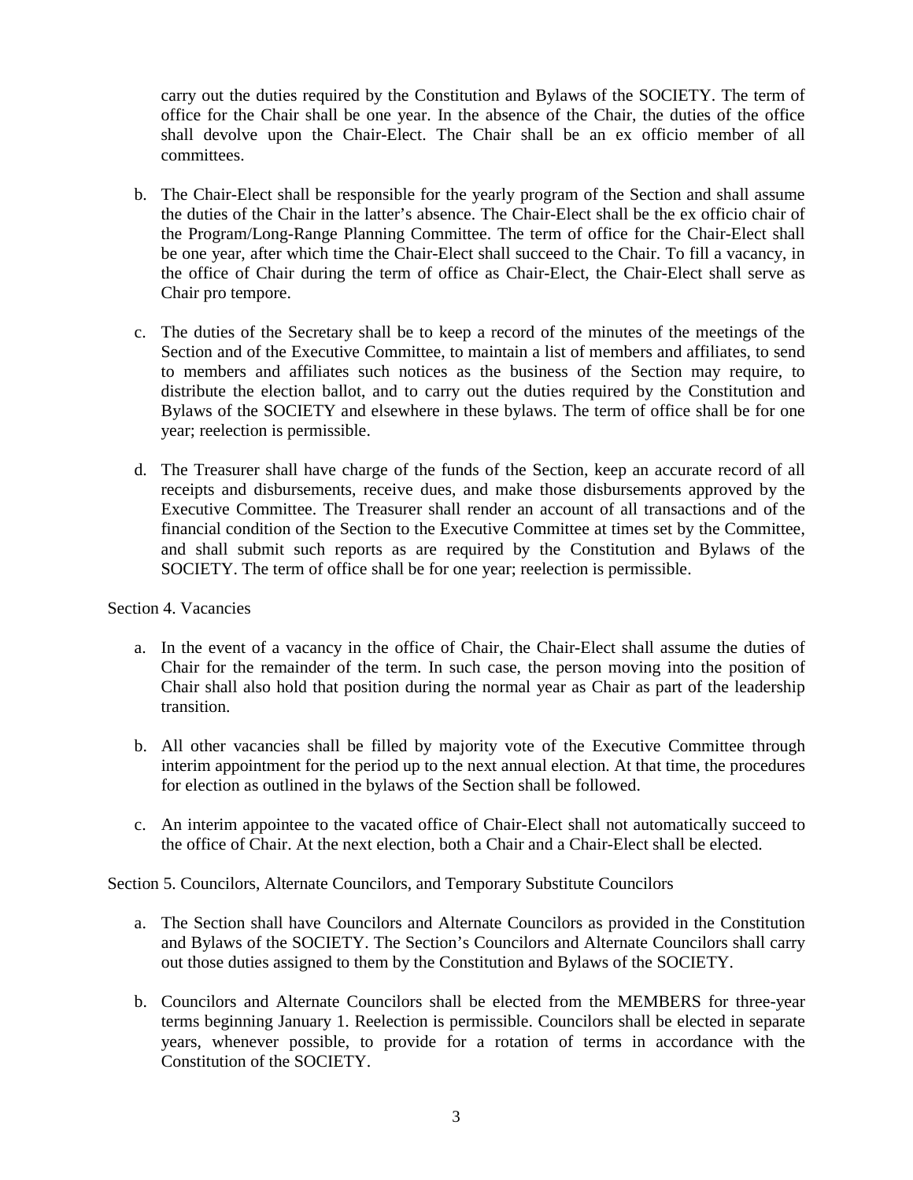carry out the duties required by the Constitution and Bylaws of the SOCIETY. The term of office for the Chair shall be one year. In the absence of the Chair, the duties of the office shall devolve upon the Chair-Elect. The Chair shall be an ex officio member of all committees.

b. The Chair-Elect shall be responsible for the yearly program of the Section and shall assume the duties of the Chair in the latter's absence. The Chair-Elect shall be the ex officio chair of the Program/Long-Range Planning Committee. The term of office for the Chair-Elect shall be one year, after which time the Chair-Elect shall succeed to the Chair. To fill a vacancy, in the office of Chair during the term of office as Chair-Elect, the Chair-Elect shall serve as Chair pro tempore.

c. The duties of the Secretary shall be to keep a record of the minutes of the meetings of the Section and of the Executive Committee, to maintain a list of members and affiliates, to send to members and affiliates such notices as the business of the Section may require, to distribute the election ballot, and to carry out the duties required by the Constitution and Bylaws of the SOCIETY and elsewhere in these bylaws. The term of office shall be for one year; reelection is permissible.

d. The Treasurer shall have charge of the funds of the Section, keep an accurate record of all receipts and disbursements, receive dues, and make those disbursements approved by the Executive Committee. The Treasurer shall render an account of all transactions and of the financial condition of the Section to the Executive Committee at times set by the Committee, and shall submit such reports as are required by the Constitution and Bylaws of the SOCIETY. The term of office shall be for one year; reelection is permissible.

Section 4. Vacancies

a. In the event of a vacancy in the office of Chair, the Chair-Elect shall assume the duties of Chair for the remainder of the term. In such case, the person moving into the position of Chair shall also hold that position during the normal year as Chair as part of the leadership transition.

b. All other vacancies shall be filled by majority vote of the Executive Committee through interim appointment for the period up to the next annual election. At that time, the procedures for election as outlined in the bylaws of the Section shall be followed.

c. An interim appointee to the vacated office of Chair-Elect shall not automatically succeed to the office of Chair. At the next election, both a Chair and a Chair-Elect shall be elected.

Section 5. Councilors, Alternate Councilors, and Temporary Substitute Councilors

a. The Section shall have Councilors and Alternate Councilors as provided in the Constitution and Bylaws of the SOCIETY. The Section's Councilors and Alternate Councilors shall carry out those duties assigned to them by the Constitution and Bylaws of the SOCIETY.

b. Councilors and Alternate Councilors shall be elected from the MEMBERS for three-year terms beginning January 1. Reelection is permissible. Councilors shall be elected in separate years, whenever possible, to provide for a rotation of terms in accordance with the Constitution of the SOCIETY.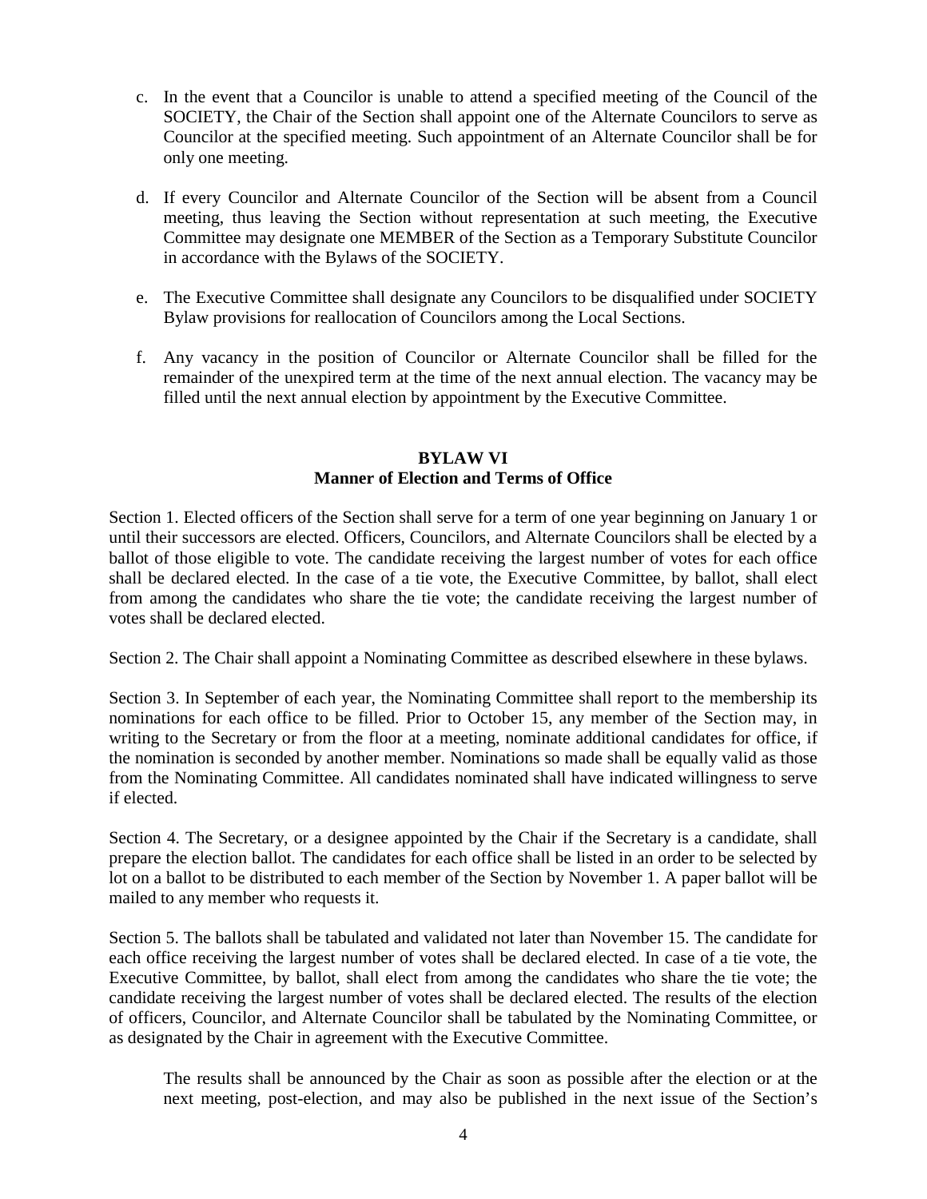c. In the event that a Councilor is unable to attend a specified meeting of the Council of the SOCIETY, the Chair of the Section shall appoint one of the Alternate Councilors to serve as Councilor at the specified meeting. Such appointment of an Alternate Councilor shall be for only one meeting.

d. If every Councilor and Alternate Councilor of the Section will be absent from a Council meeting, thus leaving the Section without representation at such meeting, the Executive Committee may designate one MEMBER of the Section as a Temporary Substitute Councilor in accordance with the Bylaws of the SOCIETY.

e. The Executive Committee shall designate any Councilors to be disqualified under SOCIETY Bylaw provisions for reallocation of Councilors among the Local Sections.

f. Any vacancy in the position of Councilor or Alternate Councilor shall be filled for the remainder of the unexpired term at the time of the next annual election. The vacancy may be filled until the next annual election by appointment by the Executive Committee.

## BYLAW VI
## Manner of Election and Terms of Office

Section 1. Elected officers of the Section shall serve for a term of one year beginning on January 1 or until their successors are elected. Officers, Councilors, and Alternate Councilors shall be elected by a ballot of those eligible to vote. The candidate receiving the largest number of votes for each office shall be declared elected. In the case of a tie vote, the Executive Committee, by ballot, shall elect from among the candidates who share the tie vote; the candidate receiving the largest number of votes shall be declared elected.

Section 2. The Chair shall appoint a Nominating Committee as described elsewhere in these bylaws.

Section 3. In September of each year, the Nominating Committee shall report to the membership its nominations for each office to be filled. Prior to October 15, any member of the Section may, in writing to the Secretary or from the floor at a meeting, nominate additional candidates for office, if the nomination is seconded by another member. Nominations so made shall be equally valid as those from the Nominating Committee. All candidates nominated shall have indicated willingness to serve if elected.

Section 4. The Secretary, or a designee appointed by the Chair if the Secretary is a candidate, shall prepare the election ballot. The candidates for each office shall be listed in an order to be selected by lot on a ballot to be distributed to each member of the Section by November 1. A paper ballot will be mailed to any member who requests it.

Section 5. The ballots shall be tabulated and validated not later than November 15. The candidate for each office receiving the largest number of votes shall be declared elected. In case of a tie vote, the Executive Committee, by ballot, shall elect from among the candidates who share the tie vote; the candidate receiving the largest number of votes shall be declared elected. The results of the election of officers, Councilor, and Alternate Councilor shall be tabulated by the Nominating Committee, or as designated by the Chair in agreement with the Executive Committee.

The results shall be announced by the Chair as soon as possible after the election or at the next meeting, post-election, and may also be published in the next issue of the Section's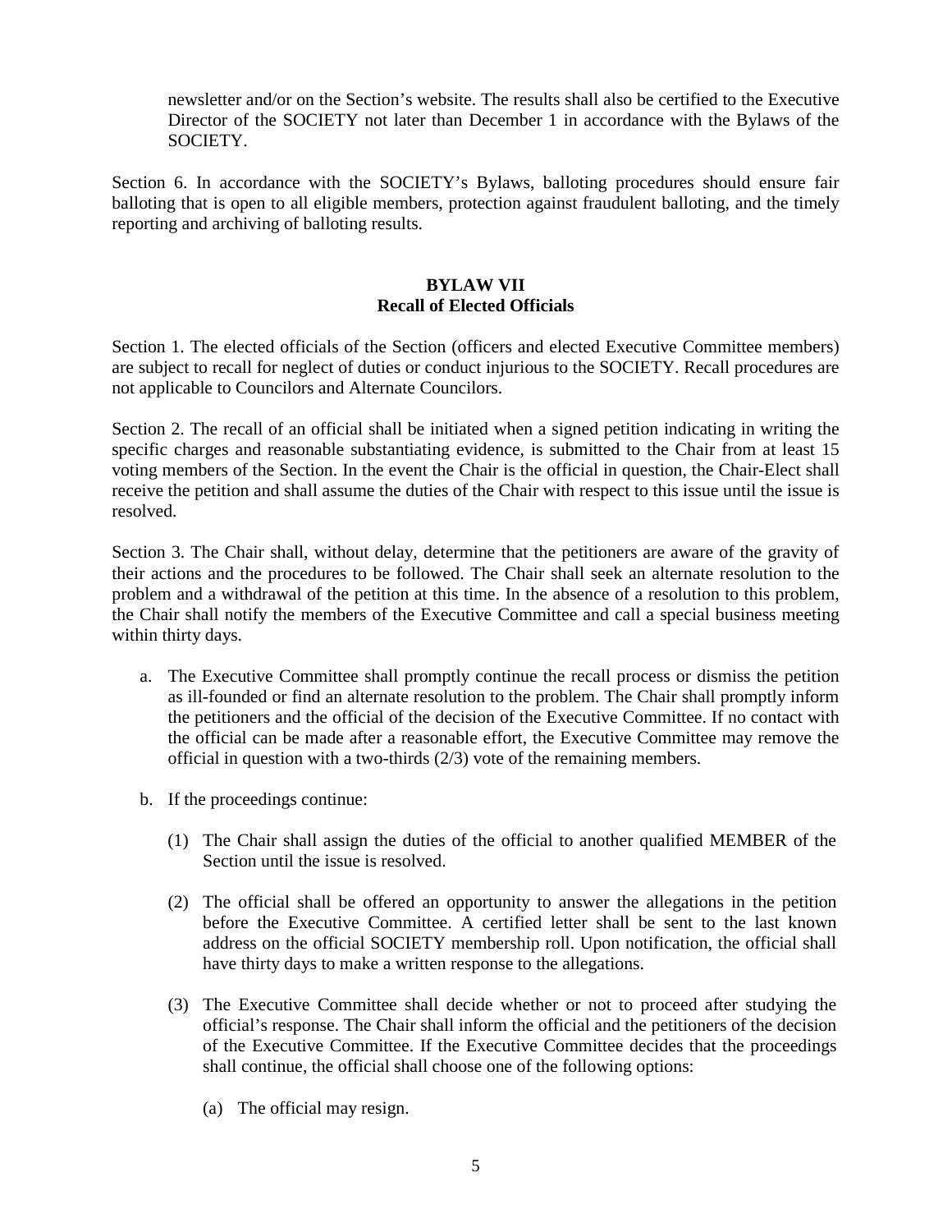newsletter and/or on the Section's website. The results shall also be certified to the Executive Director of the SOCIETY not later than December 1 in accordance with the Bylaws of the SOCIETY.

Section 6. In accordance with the SOCIETY's Bylaws, balloting procedures should ensure fair balloting that is open to all eligible members, protection against fraudulent balloting, and the timely reporting and archiving of balloting results.

## BYLAW VII
## Recall of Elected Officials

Section 1. The elected officials of the Section (officers and elected Executive Committee members) are subject to recall for neglect of duties or conduct injurious to the SOCIETY. Recall procedures are not applicable to Councilors and Alternate Councilors.

Section 2. The recall of an official shall be initiated when a signed petition indicating in writing the specific charges and reasonable substantiating evidence, is submitted to the Chair from at least 15 voting members of the Section. In the event the Chair is the official in question, the Chair-Elect shall receive the petition and shall assume the duties of the Chair with respect to this issue until the issue is resolved.

Section 3. The Chair shall, without delay, determine that the petitioners are aware of the gravity of their actions and the procedures to be followed. The Chair shall seek an alternate resolution to the problem and a withdrawal of the petition at this time. In the absence of a resolution to this problem, the Chair shall notify the members of the Executive Committee and call a special business meeting within thirty days.

a. The Executive Committee shall promptly continue the recall process or dismiss the petition as ill-founded or find an alternate resolution to the problem. The Chair shall promptly inform the petitioners and the official of the decision of the Executive Committee. If no contact with the official can be made after a reasonable effort, the Executive Committee may remove the official in question with a two-thirds (2/3) vote of the remaining members.

b. If the proceedings continue:

   (1) The Chair shall assign the duties of the official to another qualified MEMBER of the Section until the issue is resolved.

   (2) The official shall be offered an opportunity to answer the allegations in the petition before the Executive Committee. A certified letter shall be sent to the last known address on the official SOCIETY membership roll. Upon notification, the official shall have thirty days to make a written response to the allegations.

   (3) The Executive Committee shall decide whether or not to proceed after studying the official's response. The Chair shall inform the official and the petitioners of the decision of the Executive Committee. If the Executive Committee decides that the proceedings shall continue, the official shall choose one of the following options:

      (a) The official may resign.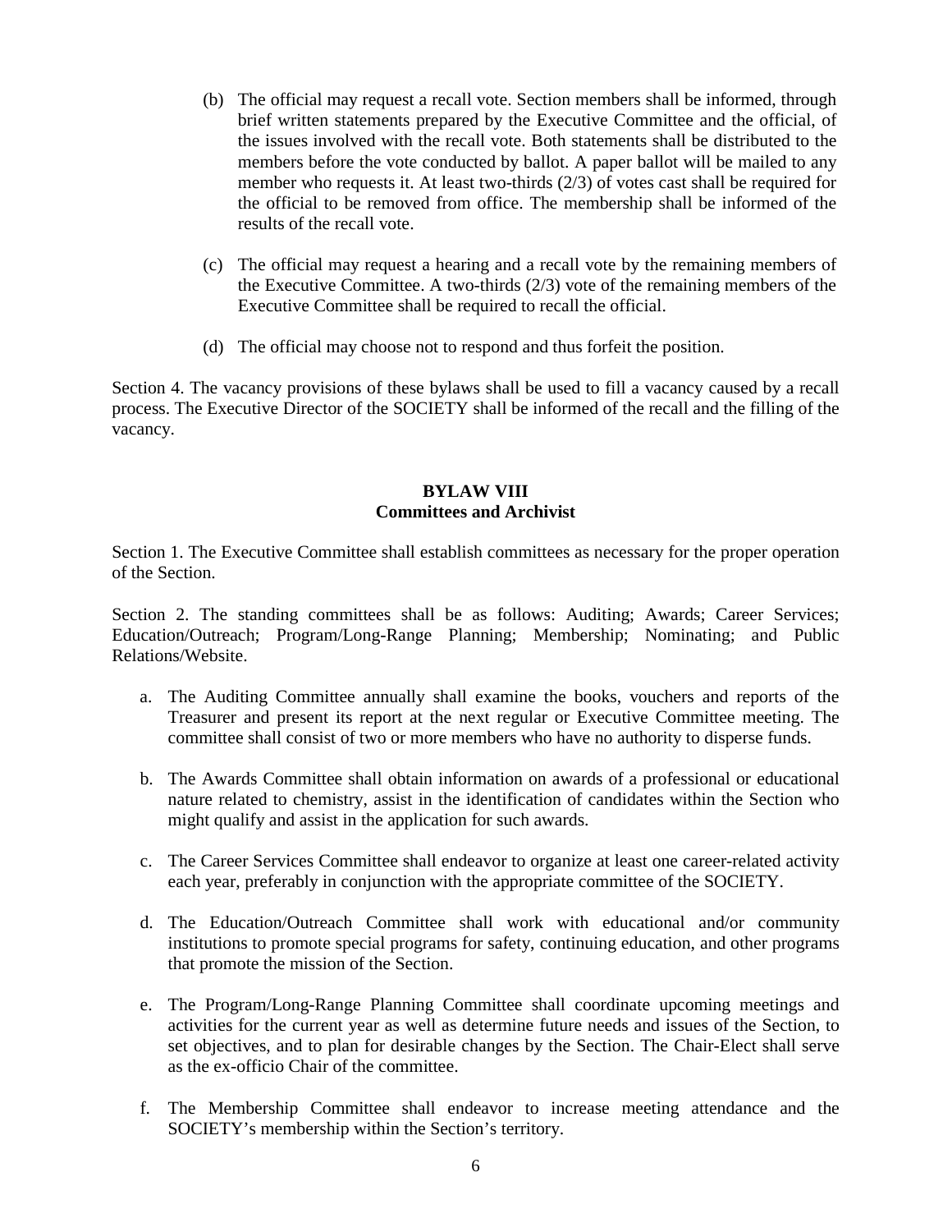(b) The official may request a recall vote. Section members shall be informed, through brief written statements prepared by the Executive Committee and the official, of the issues involved with the recall vote. Both statements shall be distributed to the members before the vote conducted by ballot. A paper ballot will be mailed to any member who requests it. At least two-thirds (2/3) of votes cast shall be required for the official to be removed from office. The membership shall be informed of the results of the recall vote.

(c) The official may request a hearing and a recall vote by the remaining members of the Executive Committee. A two-thirds (2/3) vote of the remaining members of the Executive Committee shall be required to recall the official.

(d) The official may choose not to respond and thus forfeit the position.

Section 4. The vacancy provisions of these bylaws shall be used to fill a vacancy caused by a recall process. The Executive Director of the SOCIETY shall be informed of the recall and the filling of the vacancy.

## BYLAW VIII
## Committees and Archivist

Section 1. The Executive Committee shall establish committees as necessary for the proper operation of the Section.

Section 2. The standing committees shall be as follows: Auditing; Awards; Career Services; Education/Outreach; Program/Long-Range Planning; Membership; Nominating; and Public Relations/Website.

a. The Auditing Committee annually shall examine the books, vouchers and reports of the Treasurer and present its report at the next regular or Executive Committee meeting. The committee shall consist of two or more members who have no authority to disperse funds.

b. The Awards Committee shall obtain information on awards of a professional or educational nature related to chemistry, assist in the identification of candidates within the Section who might qualify and assist in the application for such awards.

c. The Career Services Committee shall endeavor to organize at least one career-related activity each year, preferably in conjunction with the appropriate committee of the SOCIETY.

d. The Education/Outreach Committee shall work with educational and/or community institutions to promote special programs for safety, continuing education, and other programs that promote the mission of the Section.

e. The Program/Long-Range Planning Committee shall coordinate upcoming meetings and activities for the current year as well as determine future needs and issues of the Section, to set objectives, and to plan for desirable changes by the Section. The Chair-Elect shall serve as the ex-officio Chair of the committee.

f. The Membership Committee shall endeavor to increase meeting attendance and the SOCIETY's membership within the Section's territory.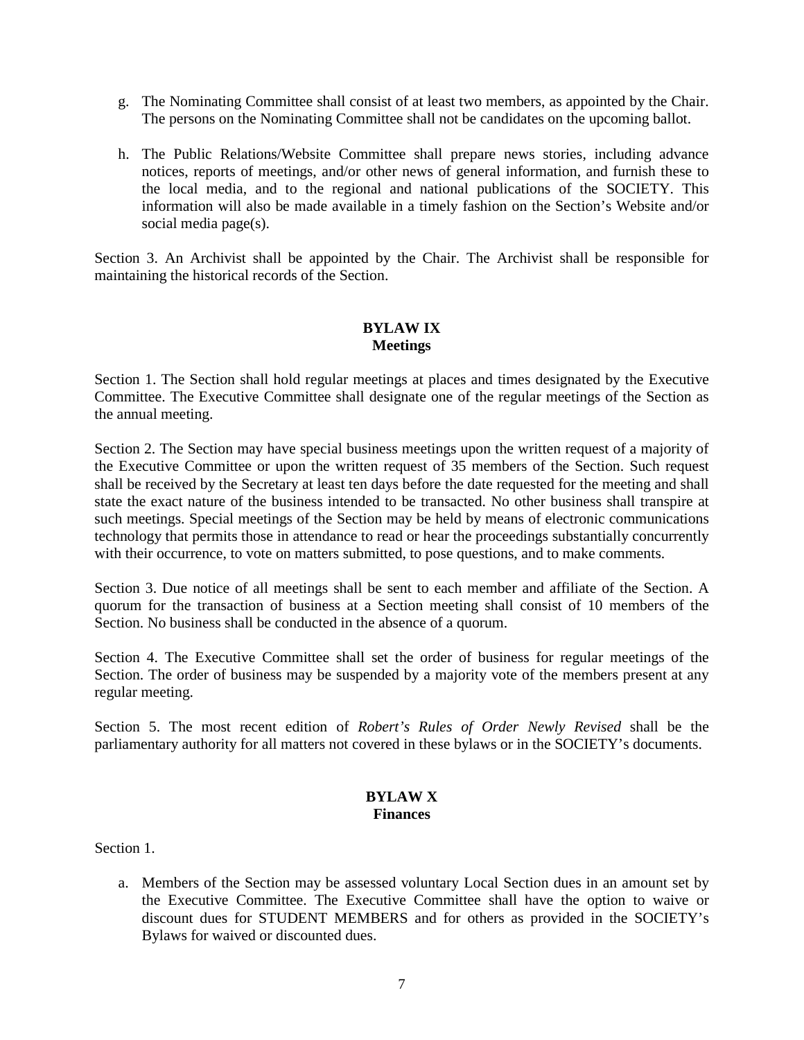g. The Nominating Committee shall consist of at least two members, as appointed by the Chair. The persons on the Nominating Committee shall not be candidates on the upcoming ballot.

h. The Public Relations/Website Committee shall prepare news stories, including advance notices, reports of meetings, and/or other news of general information, and furnish these to the local media, and to the regional and national publications of the SOCIETY. This information will also be made available in a timely fashion on the Section's Website and/or social media page(s).

Section 3. An Archivist shall be appointed by the Chair. The Archivist shall be responsible for maintaining the historical records of the Section.

## BYLAW IX
## Meetings

Section 1. The Section shall hold regular meetings at places and times designated by the Executive Committee. The Executive Committee shall designate one of the regular meetings of the Section as the annual meeting.

Section 2. The Section may have special business meetings upon the written request of a majority of the Executive Committee or upon the written request of 35 members of the Section. Such request shall be received by the Secretary at least ten days before the date requested for the meeting and shall state the exact nature of the business intended to be transacted. No other business shall transpire at such meetings. Special meetings of the Section may be held by means of electronic communications technology that permits those in attendance to read or hear the proceedings substantially concurrently with their occurrence, to vote on matters submitted, to pose questions, and to make comments.

Section 3. Due notice of all meetings shall be sent to each member and affiliate of the Section. A quorum for the transaction of business at a Section meeting shall consist of 10 members of the Section. No business shall be conducted in the absence of a quorum.

Section 4. The Executive Committee shall set the order of business for regular meetings of the Section. The order of business may be suspended by a majority vote of the members present at any regular meeting.

Section 5. The most recent edition of *Robert's Rules of Order Newly Revised* shall be the parliamentary authority for all matters not covered in these bylaws or in the SOCIETY's documents.

## BYLAW X
## Finances

Section 1.

a. Members of the Section may be assessed voluntary Local Section dues in an amount set by the Executive Committee. The Executive Committee shall have the option to waive or discount dues for STUDENT MEMBERS and for others as provided in the SOCIETY's Bylaws for waived or discounted dues.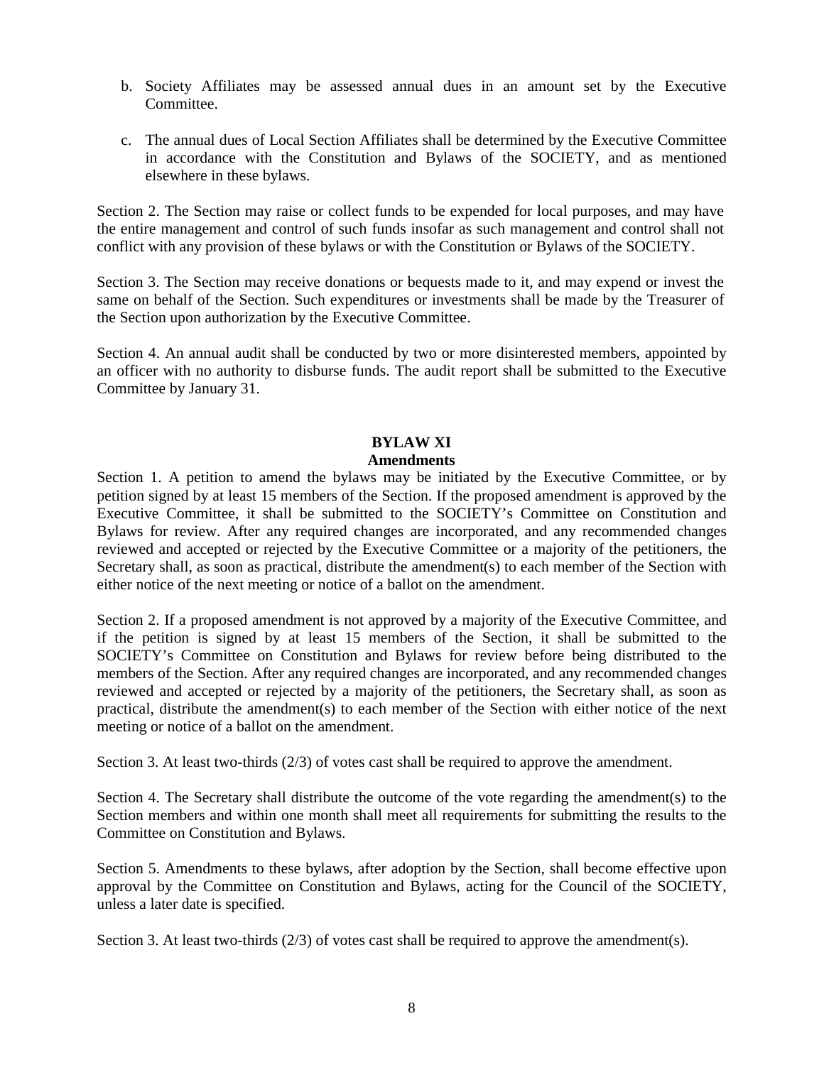b. Society Affiliates may be assessed annual dues in an amount set by the Executive Committee.

c. The annual dues of Local Section Affiliates shall be determined by the Executive Committee in accordance with the Constitution and Bylaws of the SOCIETY, and as mentioned elsewhere in these bylaws.

Section 2. The Section may raise or collect funds to be expended for local purposes, and may have the entire management and control of such funds insofar as such management and control shall not conflict with any provision of these bylaws or with the Constitution or Bylaws of the SOCIETY.

Section 3. The Section may receive donations or bequests made to it, and may expend or invest the same on behalf of the Section. Such expenditures or investments shall be made by the Treasurer of the Section upon authorization by the Executive Committee.

Section 4. An annual audit shall be conducted by two or more disinterested members, appointed by an officer with no authority to disburse funds. The audit report shall be submitted to the Executive Committee by January 31.

## BYLAW XI
## Amendments

Section 1. A petition to amend the bylaws may be initiated by the Executive Committee, or by petition signed by at least 15 members of the Section. If the proposed amendment is approved by the Executive Committee, it shall be submitted to the SOCIETY's Committee on Constitution and Bylaws for review. After any required changes are incorporated, and any recommended changes reviewed and accepted or rejected by the Executive Committee or a majority of the petitioners, the Secretary shall, as soon as practical, distribute the amendment(s) to each member of the Section with either notice of the next meeting or notice of a ballot on the amendment.

Section 2. If a proposed amendment is not approved by a majority of the Executive Committee, and if the petition is signed by at least 15 members of the Section, it shall be submitted to the SOCIETY's Committee on Constitution and Bylaws for review before being distributed to the members of the Section. After any required changes are incorporated, and any recommended changes reviewed and accepted or rejected by a majority of the petitioners, the Secretary shall, as soon as practical, distribute the amendment(s) to each member of the Section with either notice of the next meeting or notice of a ballot on the amendment.

Section 3. At least two-thirds (2/3) of votes cast shall be required to approve the amendment.

Section 4. The Secretary shall distribute the outcome of the vote regarding the amendment(s) to the Section members and within one month shall meet all requirements for submitting the results to the Committee on Constitution and Bylaws.

Section 5. Amendments to these bylaws, after adoption by the Section, shall become effective upon approval by the Committee on Constitution and Bylaws, acting for the Council of the SOCIETY, unless a later date is specified.

Section 3. At least two-thirds (2/3) of votes cast shall be required to approve the amendment(s).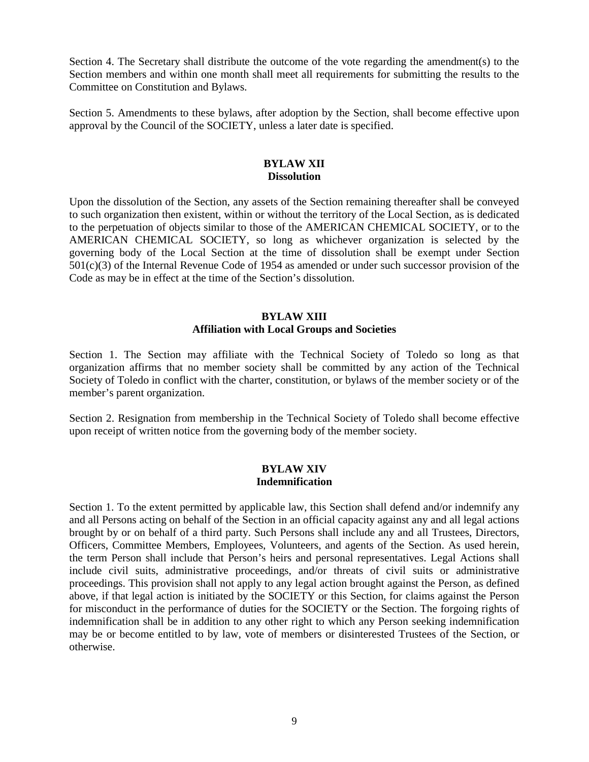Section 4. The Secretary shall distribute the outcome of the vote regarding the amendment(s) to the Section members and within one month shall meet all requirements for submitting the results to the Committee on Constitution and Bylaws.

Section 5. Amendments to these bylaws, after adoption by the Section, shall become effective upon approval by the Council of the SOCIETY, unless a later date is specified.

## BYLAW XII
## Dissolution

Upon the dissolution of the Section, any assets of the Section remaining thereafter shall be conveyed to such organization then existent, within or without the territory of the Local Section, as is dedicated to the perpetuation of objects similar to those of the AMERICAN CHEMICAL SOCIETY, or to the AMERICAN CHEMICAL SOCIETY, so long as whichever organization is selected by the governing body of the Local Section at the time of dissolution shall be exempt under Section 501(c)(3) of the Internal Revenue Code of 1954 as amended or under such successor provision of the Code as may be in effect at the time of the Section's dissolution.

## BYLAW XIII
## Affiliation with Local Groups and Societies

Section 1. The Section may affiliate with the Technical Society of Toledo so long as that organization affirms that no member society shall be committed by any action of the Technical Society of Toledo in conflict with the charter, constitution, or bylaws of the member society or of the member's parent organization.

Section 2. Resignation from membership in the Technical Society of Toledo shall become effective upon receipt of written notice from the governing body of the member society.

## BYLAW XIV
## Indemnification

Section 1. To the extent permitted by applicable law, this Section shall defend and/or indemnify any and all Persons acting on behalf of the Section in an official capacity against any and all legal actions brought by or on behalf of a third party. Such Persons shall include any and all Trustees, Directors, Officers, Committee Members, Employees, Volunteers, and agents of the Section. As used herein, the term Person shall include that Person's heirs and personal representatives. Legal Actions shall include civil suits, administrative proceedings, and/or threats of civil suits or administrative proceedings. This provision shall not apply to any legal action brought against the Person, as defined above, if that legal action is initiated by the SOCIETY or this Section, for claims against the Person for misconduct in the performance of duties for the SOCIETY or the Section. The forgoing rights of indemnification shall be in addition to any other right to which any Person seeking indemnification may be or become entitled to by law, vote of members or disinterested Trustees of the Section, or otherwise.